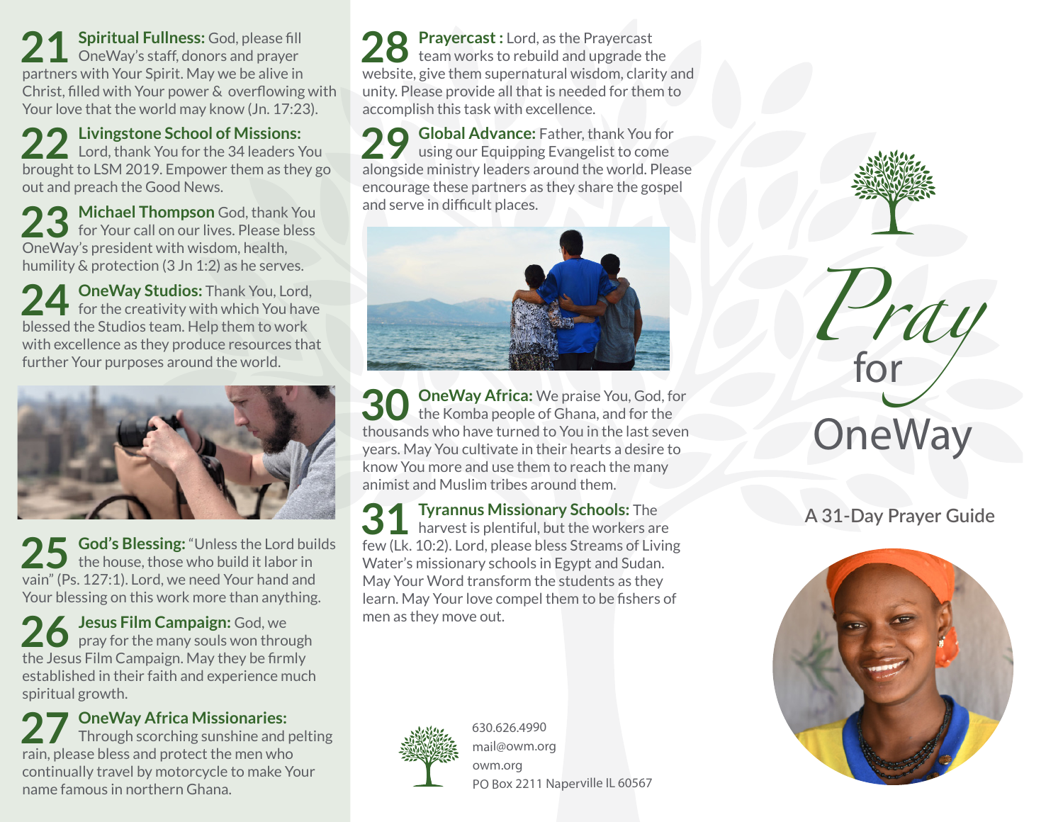**21 Spiritual Fullness:** God, please fill OneWay's staff, donors and prayer partners with Your Spirit. May we be alive in Christ, filled with Your power & overflowing with Your love that the world may know (Jn. 17:23).

**22 Livingstone School of Missions:** Lord, thank You for the 34 leaders You brought to LSM 2019. Empower them as they go out and preach the Good News.

**23 Michael Thompson** God, thank You for Your call on our lives. Please bless OneWay's president with wisdom, health, humility & protection (3 Jn 1:2) as he serves.

**24 OneWay Studios:** Thank You, Lord, for the creativity with which You have blessed the Studios team. Help them to work with excellence as they produce resources that further Your purposes around the world.

**25 God's Blessing:** "Unless the Lord builds the house, those who build it labor in vain" (Ps. 127:1). Lord, we need Your hand and Your blessing on this work more than anything.

**26 Jesus Film Campaign:** God, we pray for the many souls won through the Jesus Film Campaign. May they be firmly established in their faith and experience much spiritual growth.

**27 OneWay Africa Missionaries:** Through scorching sunshine and pelting rain, please bless and protect the men who continually travel by motorcycle to make Your name famous in northern Ghana.

**28 Prayercast :** Lord, as the Prayercast team works to rebuild and upgrade the website, give them supernatural wisdom, clarity and unity. Please provide all that is needed for them to accomplish this task with excellence.

**29 Global Advance:** Father, thank You for using our Equipping Evangelist to come alongside ministry leaders around the world. Please encourage these partners as they share the gospel and serve in difficult places.

**30 OneWay Africa:** We praise You, God, for the Komba people of Ghana, and for the thousands who have turned to You in the last seven years. May You cultivate in their hearts a desire to know You more and use them to reach the many animist and Muslim tribes around them.

**31 Tyrannus Missionary Schools:** The harvest is plentiful, but the workers are few (Lk. 10:2). Lord, please bless Streams of Living Water's missionary schools in Egypt and Sudan. May Your Word transform the students as they learn. May Your love compel them to be fishers of men as they move out.

630.626.4990
mail@owm.org
owm.org
PO Box 2211 Naperville IL 60567

# *Pray* for OneWay

## A 31-Day Prayer Guide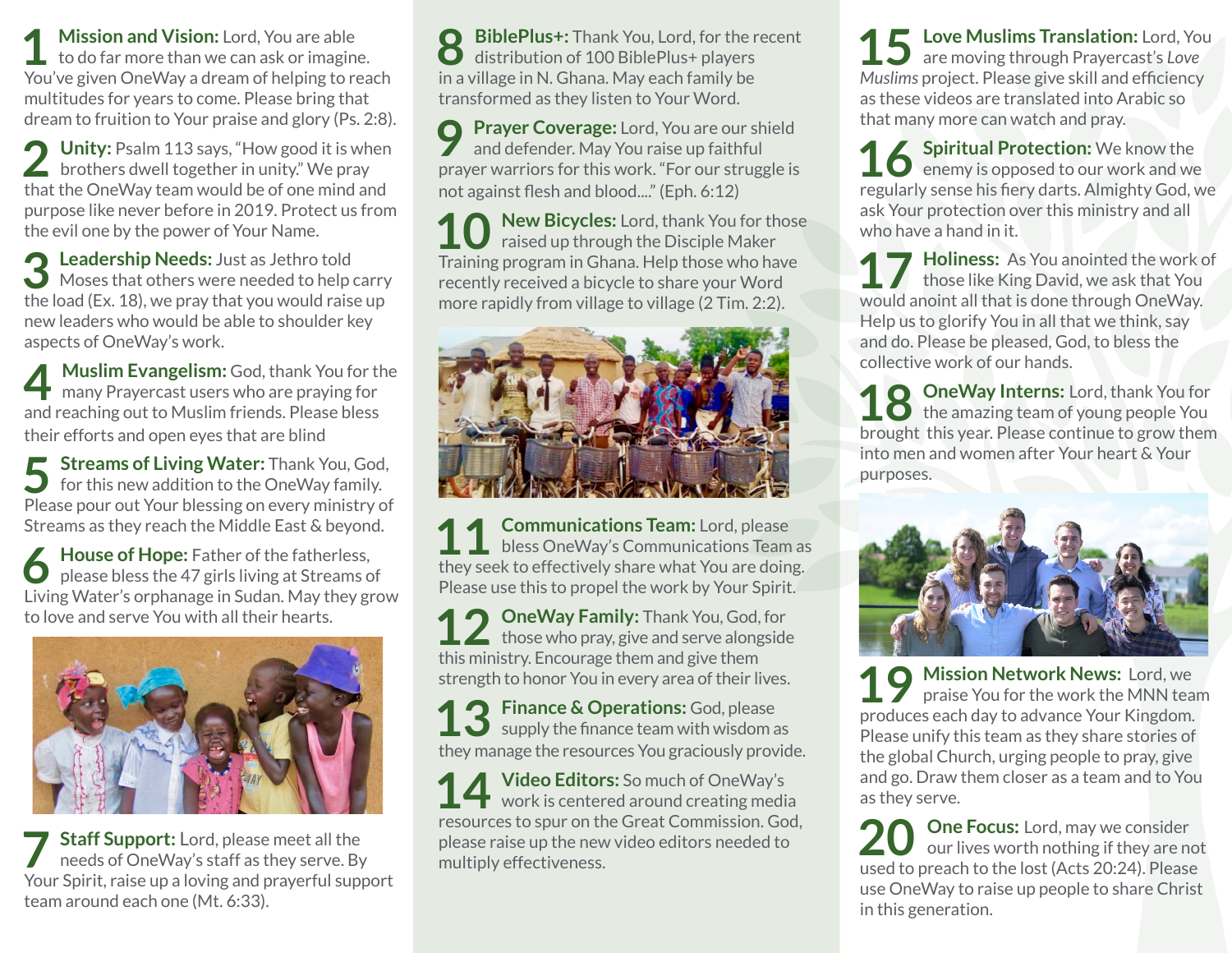**1 Mission and Vision:** Lord, You are able to do far more than we can ask or imagine. You've given OneWay a dream of helping to reach multitudes for years to come. Please bring that dream to fruition to Your praise and glory (Ps. 2:8).

**2 Unity:** Psalm 113 says, "How good it is when brothers dwell together in unity." We pray that the OneWay team would be of one mind and purpose like never before in 2019. Protect us from the evil one by the power of Your Name.

**3 Leadership Needs:** Just as Jethro told Moses that others were needed to help carry the load (Ex. 18), we pray that you would raise up new leaders who would be able to shoulder key aspects of OneWay's work.

**4 Muslim Evangelism:** God, thank You for the many Prayercast users who are praying for and reaching out to Muslim friends. Please bless their efforts and open eyes that are blind

**5 Streams of Living Water:** Thank You, God, for this new addition to the OneWay family. Please pour out Your blessing on every ministry of Streams as they reach the Middle East & beyond.

**6 House of Hope:** Father of the fatherless, please bless the 47 girls living at Streams of Living Water's orphanage in Sudan. May they grow to love and serve You with all their hearts.

**7 Staff Support:** Lord, please meet all the needs of OneWay's staff as they serve. By Your Spirit, raise up a loving and prayerful support team around each one (Mt. 6:33).

**8 BiblePlus+:** Thank You, Lord, for the recent distribution of 100 BiblePlus+ players in a village in N. Ghana. May each family be transformed as they listen to Your Word.

**9 Prayer Coverage:** Lord, You are our shield and defender. May You raise up faithful prayer warriors for this work. "For our struggle is not against flesh and blood...." (Eph. 6:12)

**10 New Bicycles:** Lord, thank You for those raised up through the Disciple Maker Training program in Ghana. Help those who have recently received a bicycle to share your Word more rapidly from village to village (2 Tim. 2:2).

**11 Communications Team:** Lord, please bless OneWay's Communications Team as they seek to effectively share what You are doing. Please use this to propel the work by Your Spirit.

**12 OneWay Family:** Thank You, God, for those who pray, give and serve alongside this ministry. Encourage them and give them strength to honor You in every area of their lives.

**13 Finance & Operations:** God, please supply the finance team with wisdom as they manage the resources You graciously provide.

**14 Video Editors:** So much of OneWay's work is centered around creating media resources to spur on the Great Commission. God, please raise up the new video editors needed to multiply effectiveness.

**15 Love Muslims Translation:** Lord, You are moving through Prayercast's *Love Muslims* project. Please give skill and efficiency as these videos are translated into Arabic so that many more can watch and pray.

**16 Spiritual Protection:** We know the enemy is opposed to our work and we regularly sense his fiery darts. Almighty God, we ask Your protection over this ministry and all who have a hand in it.

**17 Holiness:** As You anointed the work of those like King David, we ask that You would anoint all that is done through OneWay. Help us to glorify You in all that we think, say and do. Please be pleased, God, to bless the collective work of our hands.

**18 OneWay Interns:** Lord, thank You for the amazing team of young people You brought this year. Please continue to grow them into men and women after Your heart & Your purposes.

**19 Mission Network News:** Lord, we praise You for the work the MNN team produces each day to advance Your Kingdom. Please unify this team as they share stories of the global Church, urging people to pray, give and go. Draw them closer as a team and to You as they serve.

**20 One Focus:** Lord, may we consider our lives worth nothing if they are not used to preach to the lost (Acts 20:24). Please use OneWay to raise up people to share Christ in this generation.